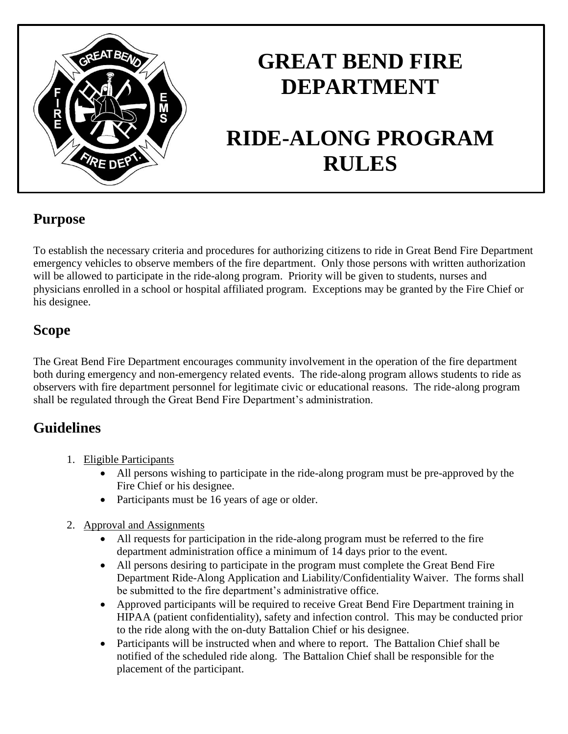# GREAT BEND FIRE DEPARTMENT

# RIDE-ALONG PROGRAM RULES

## Purpose

To establish the necessary criteria and procedures for authorizing citizens to ride in Great Bend Fire Department emergency vehicles to observe members of the fire department. Only those persons with written authorization will be allowed to participate in the ride-along program. Priority will be given to students, nurses and physicians enrolled in a school or hospital affiliated program. Exceptions may be granted by the Fire Chief or his designee.

## Scope

The Great Bend Fire Department encourages community involvement in the operation of the fire department both during emergency and non-emergency related events. The ride-along program allows students to ride as observers with fire department personnel for legitimate civic or educational reasons. The ride-along program shall be regulated through the Great Bend Fire Department's administration.

## Guidelines

1. Eligible Participants
   - All persons wishing to participate in the ride-along program must be pre-approved by the Fire Chief or his designee.
   - Participants must be 16 years of age or older.

2. Approval and Assignments
   - All requests for participation in the ride-along program must be referred to the fire department administration office a minimum of 14 days prior to the event.
   - All persons desiring to participate in the program must complete the Great Bend Fire Department Ride-Along Application and Liability/Confidentiality Waiver. The forms shall be submitted to the fire department's administrative office.
   - Approved participants will be required to receive Great Bend Fire Department training in HIPAA (patient confidentiality), safety and infection control. This may be conducted prior to the ride along with the on-duty Battalion Chief or his designee.
   - Participants will be instructed when and where to report. The Battalion Chief shall be notified of the scheduled ride along. The Battalion Chief shall be responsible for the placement of the participant.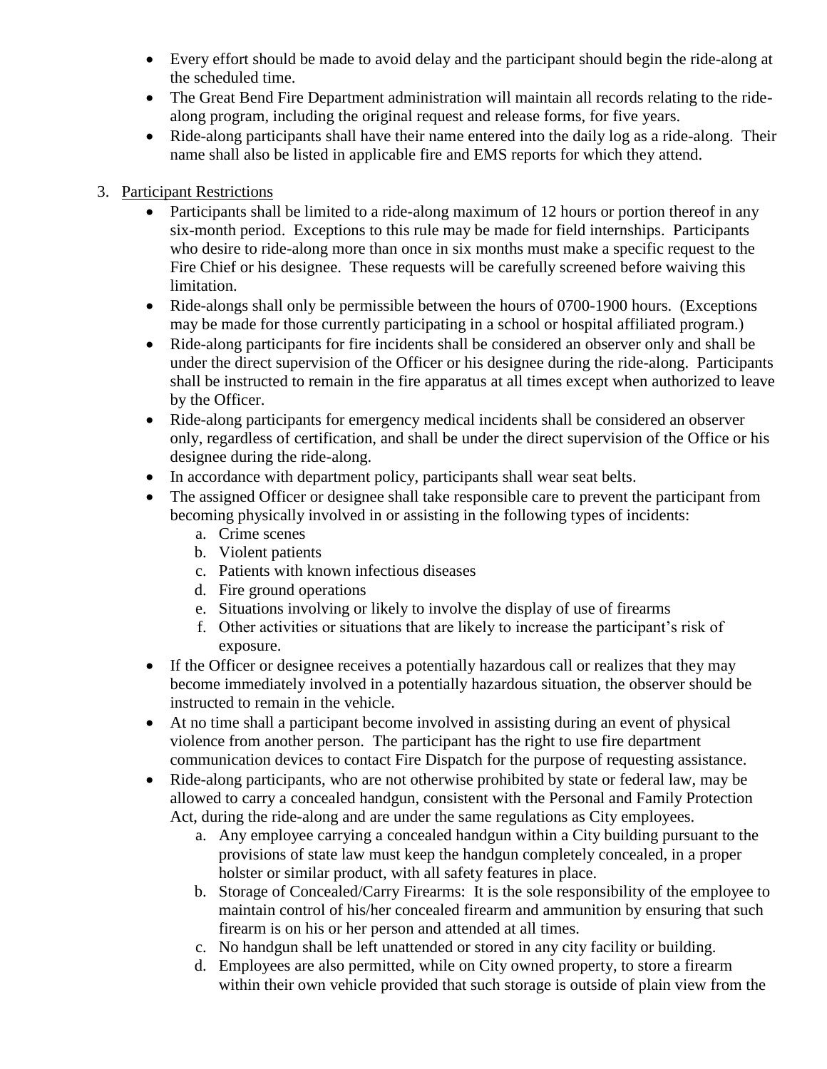- Every effort should be made to avoid delay and the participant should begin the ride-along at the scheduled time.
- The Great Bend Fire Department administration will maintain all records relating to the ride-along program, including the original request and release forms, for five years.
- Ride-along participants shall have their name entered into the daily log as a ride-along. Their name shall also be listed in applicable fire and EMS reports for which they attend.

3. Participant Restrictions
   - Participants shall be limited to a ride-along maximum of 12 hours or portion thereof in any six-month period. Exceptions to this rule may be made for field internships. Participants who desire to ride-along more than once in six months must make a specific request to the Fire Chief or his designee. These requests will be carefully screened before waiving this limitation.
   - Ride-alongs shall only be permissible between the hours of 0700-1900 hours. (Exceptions may be made for those currently participating in a school or hospital affiliated program.)
   - Ride-along participants for fire incidents shall be considered an observer only and shall be under the direct supervision of the Officer or his designee during the ride-along. Participants shall be instructed to remain in the fire apparatus at all times except when authorized to leave by the Officer.
   - Ride-along participants for emergency medical incidents shall be considered an observer only, regardless of certification, and shall be under the direct supervision of the Office or his designee during the ride-along.
   - In accordance with department policy, participants shall wear seat belts.
   - The assigned Officer or designee shall take responsible care to prevent the participant from becoming physically involved in or assisting in the following types of incidents:
     a. Crime scenes
     b. Violent patients
     c. Patients with known infectious diseases
     d. Fire ground operations
     e. Situations involving or likely to involve the display of use of firearms
     f. Other activities or situations that are likely to increase the participant's risk of exposure.
   - If the Officer or designee receives a potentially hazardous call or realizes that they may become immediately involved in a potentially hazardous situation, the observer should be instructed to remain in the vehicle.
   - At no time shall a participant become involved in assisting during an event of physical violence from another person. The participant has the right to use fire department communication devices to contact Fire Dispatch for the purpose of requesting assistance.
   - Ride-along participants, who are not otherwise prohibited by state or federal law, may be allowed to carry a concealed handgun, consistent with the Personal and Family Protection Act, during the ride-along and are under the same regulations as City employees.
     a. Any employee carrying a concealed handgun within a City building pursuant to the provisions of state law must keep the handgun completely concealed, in a proper holster or similar product, with all safety features in place.
     b. Storage of Concealed/Carry Firearms: It is the sole responsibility of the employee to maintain control of his/her concealed firearm and ammunition by ensuring that such firearm is on his or her person and attended at all times.
     c. No handgun shall be left unattended or stored in any city facility or building.
     d. Employees are also permitted, while on City owned property, to store a firearm within their own vehicle provided that such storage is outside of plain view from the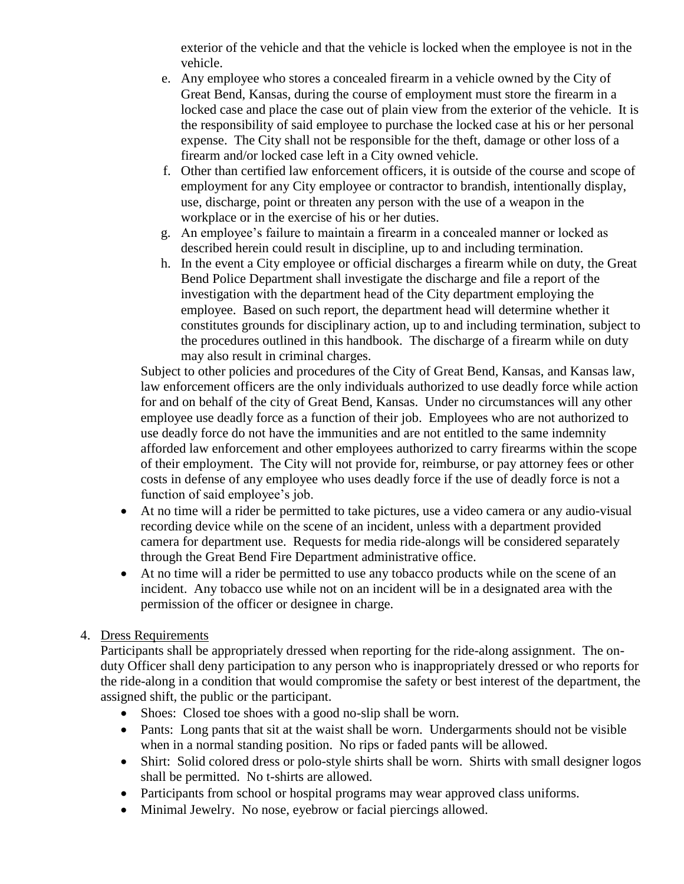exterior of the vehicle and that the vehicle is locked when the employee is not in the vehicle.

e. Any employee who stores a concealed firearm in a vehicle owned by the City of Great Bend, Kansas, during the course of employment must store the firearm in a locked case and place the case out of plain view from the exterior of the vehicle. It is the responsibility of said employee to purchase the locked case at his or her personal expense. The City shall not be responsible for the theft, damage or other loss of a firearm and/or locked case left in a City owned vehicle.
f. Other than certified law enforcement officers, it is outside of the course and scope of employment for any City employee or contractor to brandish, intentionally display, use, discharge, point or threaten any person with the use of a weapon in the workplace or in the exercise of his or her duties.
g. An employee's failure to maintain a firearm in a concealed manner or locked as described herein could result in discipline, up to and including termination.
h. In the event a City employee or official discharges a firearm while on duty, the Great Bend Police Department shall investigate the discharge and file a report of the investigation with the department head of the City department employing the employee. Based on such report, the department head will determine whether it constitutes grounds for disciplinary action, up to and including termination, subject to the procedures outlined in this handbook. The discharge of a firearm while on duty may also result in criminal charges.

Subject to other policies and procedures of the City of Great Bend, Kansas, and Kansas law, law enforcement officers are the only individuals authorized to use deadly force while action for and on behalf of the city of Great Bend, Kansas. Under no circumstances will any other employee use deadly force as a function of their job. Employees who are not authorized to use deadly force do not have the immunities and are not entitled to the same indemnity afforded law enforcement and other employees authorized to carry firearms within the scope of their employment. The City will not provide for, reimburse, or pay attorney fees or other costs in defense of any employee who uses deadly force if the use of deadly force is not a function of said employee's job.

- At no time will a rider be permitted to take pictures, use a video camera or any audio-visual recording device while on the scene of an incident, unless with a department provided camera for department use. Requests for media ride-alongs will be considered separately through the Great Bend Fire Department administrative office.
- At no time will a rider be permitted to use any tobacco products while on the scene of an incident. Any tobacco use while not on an incident will be in a designated area with the permission of the officer or designee in charge.

4. Dress Requirements

Participants shall be appropriately dressed when reporting for the ride-along assignment. The on-duty Officer shall deny participation to any person who is inappropriately dressed or who reports for the ride-along in a condition that would compromise the safety or best interest of the department, the assigned shift, the public or the participant.

- Shoes: Closed toe shoes with a good no-slip shall be worn.
- Pants: Long pants that sit at the waist shall be worn. Undergarments should not be visible when in a normal standing position. No rips or faded pants will be allowed.
- Shirt: Solid colored dress or polo-style shirts shall be worn. Shirts with small designer logos shall be permitted. No t-shirts are allowed.
- Participants from school or hospital programs may wear approved class uniforms.
- Minimal Jewelry. No nose, eyebrow or facial piercings allowed.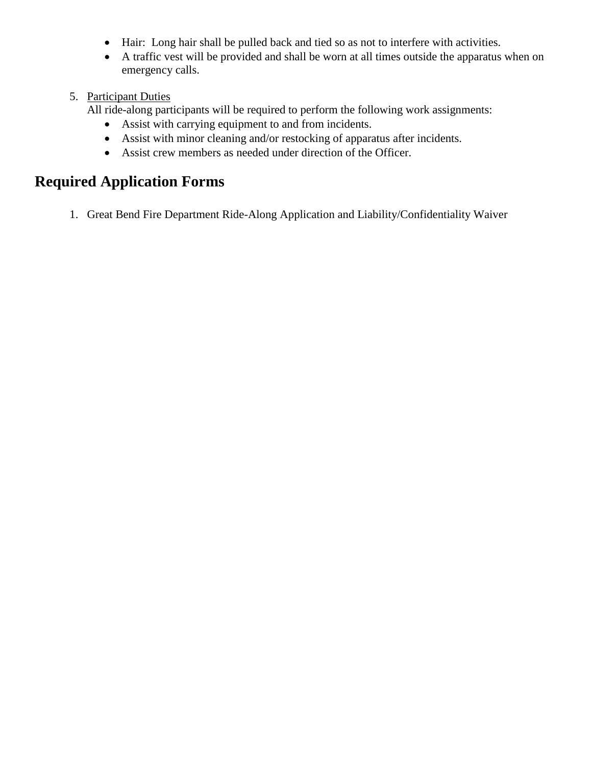- Hair:  Long hair shall be pulled back and tied so as not to interfere with activities.
- A traffic vest will be provided and shall be worn at all times outside the apparatus when on emergency calls.

5. Participant Duties

   All ride-along participants will be required to perform the following work assignments:

   - Assist with carrying equipment to and from incidents.
   - Assist with minor cleaning and/or restocking of apparatus after incidents.
   - Assist crew members as needed under direction of the Officer.

## Required Application Forms

1. Great Bend Fire Department Ride-Along Application and Liability/Confidentiality Waiver